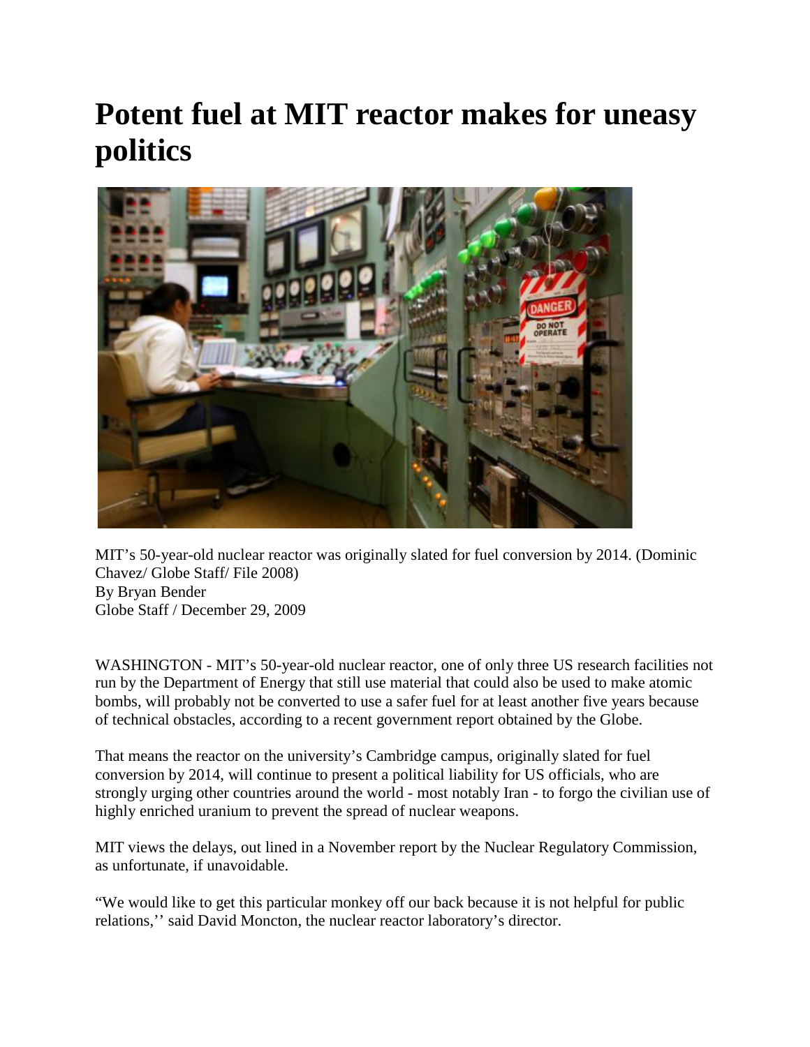# Potent fuel at MIT reactor makes for uneasy politics

MIT's 50-year-old nuclear reactor was originally slated for fuel conversion by 2014. (Dominic Chavez/ Globe Staff/ File 2008)
By Bryan Bender
Globe Staff / December 29, 2009

WASHINGTON - MIT's 50-year-old nuclear reactor, one of only three US research facilities not run by the Department of Energy that still use material that could also be used to make atomic bombs, will probably not be converted to use a safer fuel for at least another five years because of technical obstacles, according to a recent government report obtained by the Globe.

That means the reactor on the university's Cambridge campus, originally slated for fuel conversion by 2014, will continue to present a political liability for US officials, who are strongly urging other countries around the world - most notably Iran - to forgo the civilian use of highly enriched uranium to prevent the spread of nuclear weapons.

MIT views the delays, out lined in a November report by the Nuclear Regulatory Commission, as unfortunate, if unavoidable.

"We would like to get this particular monkey off our back because it is not helpful for public relations,'' said David Moncton, the nuclear reactor laboratory's director.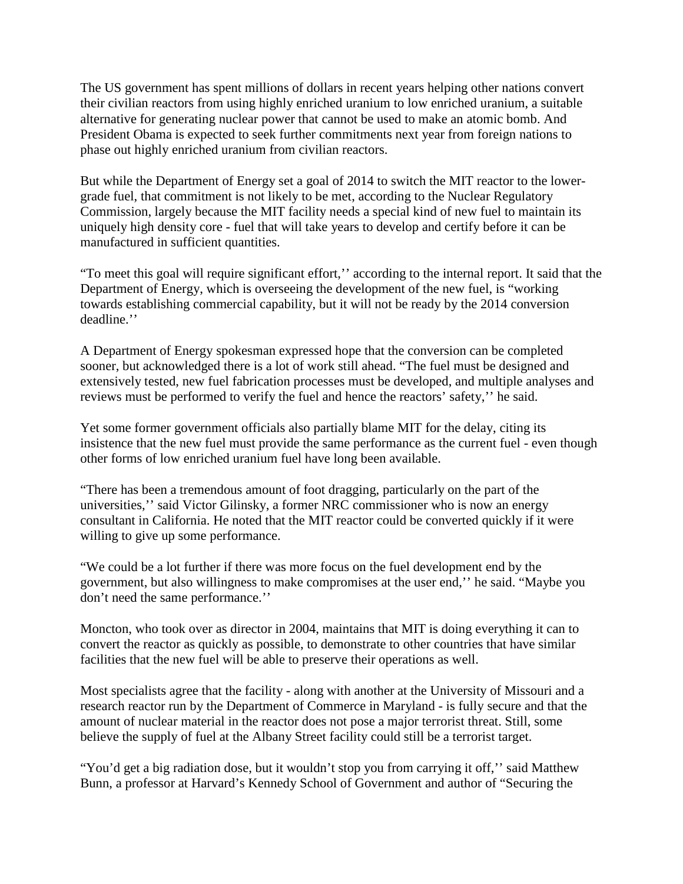The US government has spent millions of dollars in recent years helping other nations convert their civilian reactors from using highly enriched uranium to low enriched uranium, a suitable alternative for generating nuclear power that cannot be used to make an atomic bomb. And President Obama is expected to seek further commitments next year from foreign nations to phase out highly enriched uranium from civilian reactors.

But while the Department of Energy set a goal of 2014 to switch the MIT reactor to the lower-grade fuel, that commitment is not likely to be met, according to the Nuclear Regulatory Commission, largely because the MIT facility needs a special kind of new fuel to maintain its uniquely high density core - fuel that will take years to develop and certify before it can be manufactured in sufficient quantities.

“To meet this goal will require significant effort,’’ according to the internal report. It said that the Department of Energy, which is overseeing the development of the new fuel, is “working towards establishing commercial capability, but it will not be ready by the 2014 conversion deadline.’’

A Department of Energy spokesman expressed hope that the conversion can be completed sooner, but acknowledged there is a lot of work still ahead. “The fuel must be designed and extensively tested, new fuel fabrication processes must be developed, and multiple analyses and reviews must be performed to verify the fuel and hence the reactors’ safety,’’ he said.

Yet some former government officials also partially blame MIT for the delay, citing its insistence that the new fuel must provide the same performance as the current fuel - even though other forms of low enriched uranium fuel have long been available.

“There has been a tremendous amount of foot dragging, particularly on the part of the universities,’’ said Victor Gilinsky, a former NRC commissioner who is now an energy consultant in California. He noted that the MIT reactor could be converted quickly if it were willing to give up some performance.

“We could be a lot further if there was more focus on the fuel development end by the government, but also willingness to make compromises at the user end,’’ he said. “Maybe you don’t need the same performance.’’

Moncton, who took over as director in 2004, maintains that MIT is doing everything it can to convert the reactor as quickly as possible, to demonstrate to other countries that have similar facilities that the new fuel will be able to preserve their operations as well.

Most specialists agree that the facility - along with another at the University of Missouri and a research reactor run by the Department of Commerce in Maryland - is fully secure and that the amount of nuclear material in the reactor does not pose a major terrorist threat. Still, some believe the supply of fuel at the Albany Street facility could still be a terrorist target.

“You’d get a big radiation dose, but it wouldn’t stop you from carrying it off,’’ said Matthew Bunn, a professor at Harvard’s Kennedy School of Government and author of “Securing the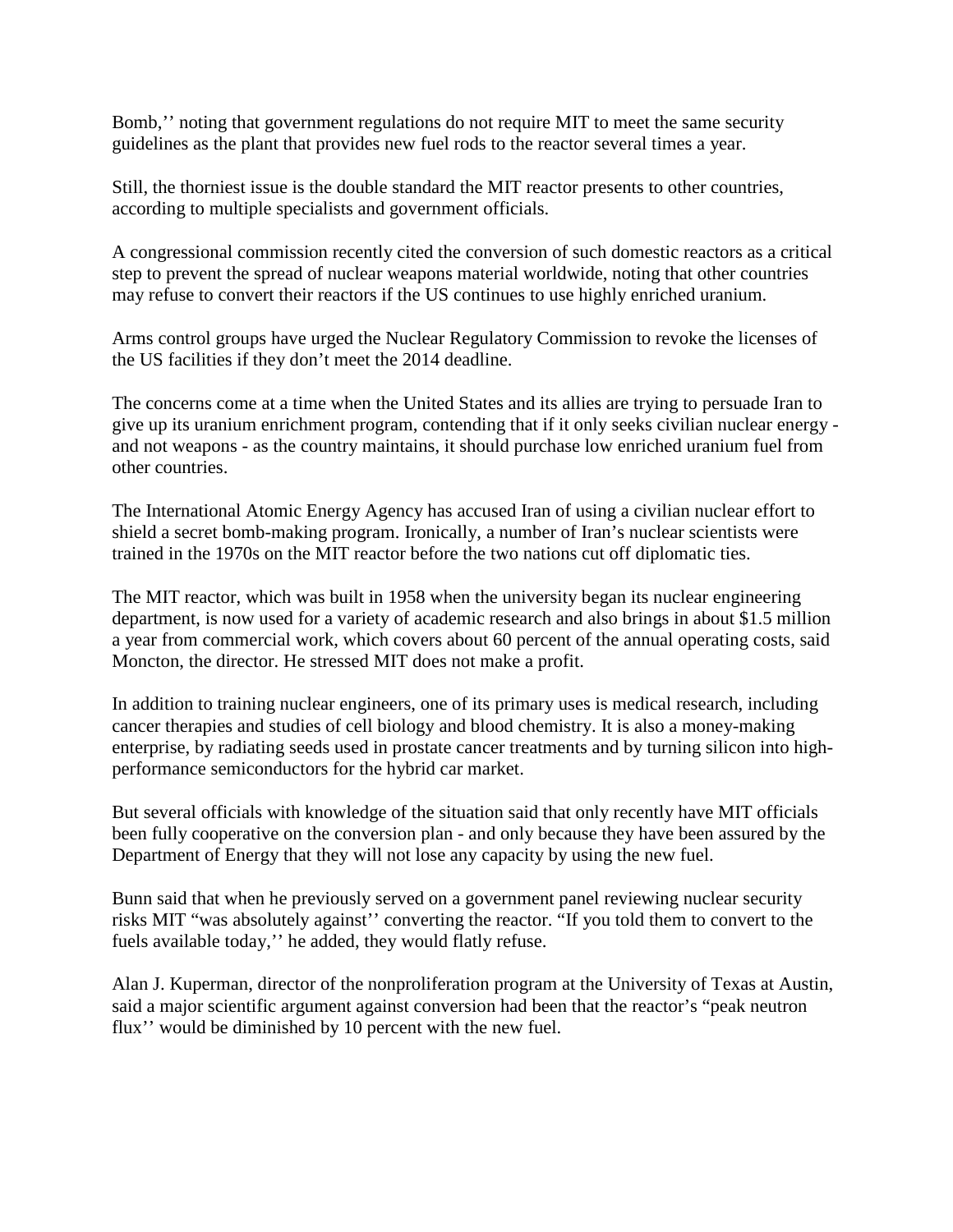Bomb,'' noting that government regulations do not require MIT to meet the same security guidelines as the plant that provides new fuel rods to the reactor several times a year.

Still, the thorniest issue is the double standard the MIT reactor presents to other countries, according to multiple specialists and government officials.

A congressional commission recently cited the conversion of such domestic reactors as a critical step to prevent the spread of nuclear weapons material worldwide, noting that other countries may refuse to convert their reactors if the US continues to use highly enriched uranium.

Arms control groups have urged the Nuclear Regulatory Commission to revoke the licenses of the US facilities if they don't meet the 2014 deadline.

The concerns come at a time when the United States and its allies are trying to persuade Iran to give up its uranium enrichment program, contending that if it only seeks civilian nuclear energy - and not weapons - as the country maintains, it should purchase low enriched uranium fuel from other countries.

The International Atomic Energy Agency has accused Iran of using a civilian nuclear effort to shield a secret bomb-making program. Ironically, a number of Iran's nuclear scientists were trained in the 1970s on the MIT reactor before the two nations cut off diplomatic ties.

The MIT reactor, which was built in 1958 when the university began its nuclear engineering department, is now used for a variety of academic research and also brings in about $1.5 million a year from commercial work, which covers about 60 percent of the annual operating costs, said Moncton, the director. He stressed MIT does not make a profit.

In addition to training nuclear engineers, one of its primary uses is medical research, including cancer therapies and studies of cell biology and blood chemistry. It is also a money-making enterprise, by radiating seeds used in prostate cancer treatments and by turning silicon into high-performance semiconductors for the hybrid car market.

But several officials with knowledge of the situation said that only recently have MIT officials been fully cooperative on the conversion plan - and only because they have been assured by the Department of Energy that they will not lose any capacity by using the new fuel.

Bunn said that when he previously served on a government panel reviewing nuclear security risks MIT "was absolutely against'' converting the reactor. "If you told them to convert to the fuels available today,'' he added, they would flatly refuse.

Alan J. Kuperman, director of the nonproliferation program at the University of Texas at Austin, said a major scientific argument against conversion had been that the reactor's "peak neutron flux'' would be diminished by 10 percent with the new fuel.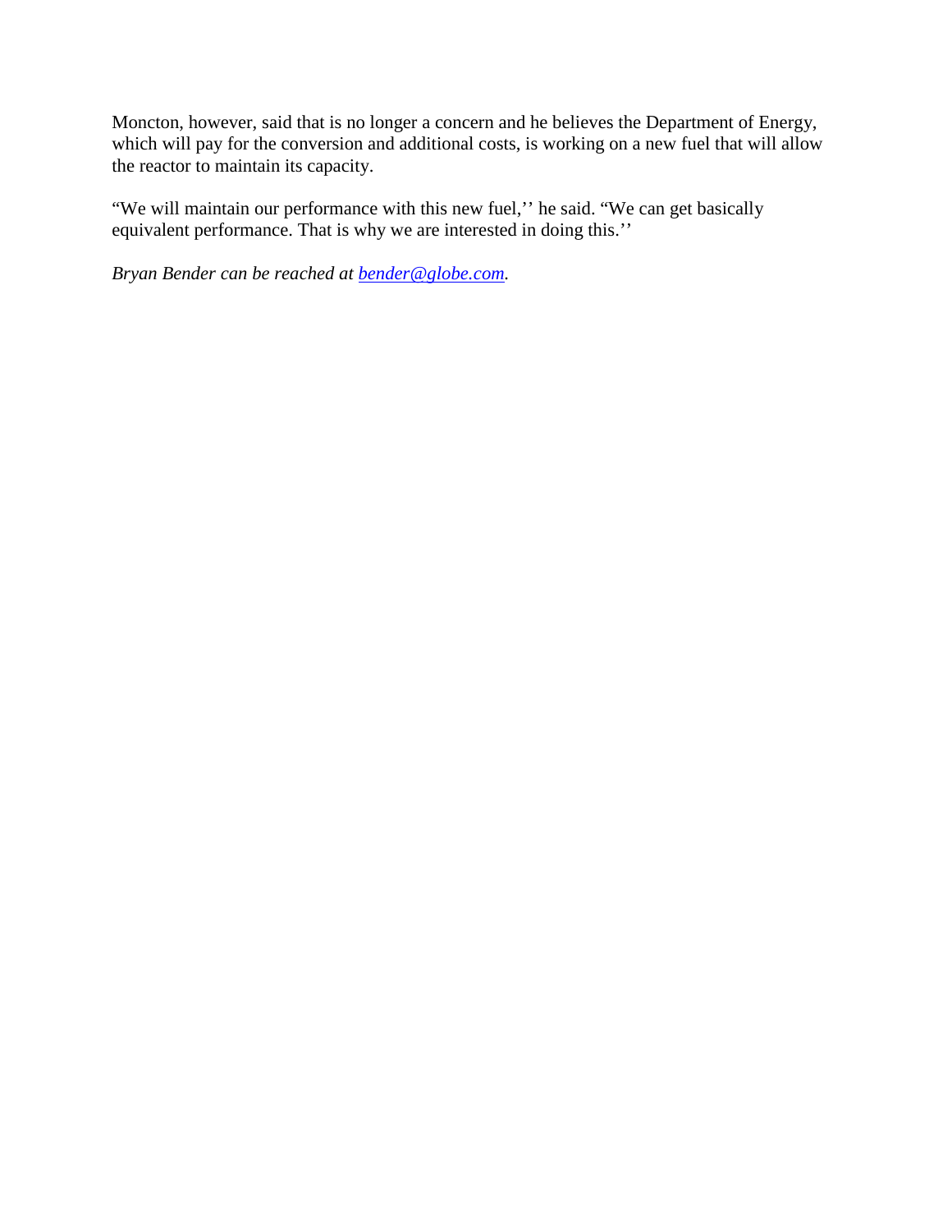Moncton, however, said that is no longer a concern and he believes the Department of Energy, which will pay for the conversion and additional costs, is working on a new fuel that will allow the reactor to maintain its capacity.

“We will maintain our performance with this new fuel,’’ he said. “We can get basically equivalent performance. That is why we are interested in doing this.’’

*Bryan Bender can be reached at [bender@globe.com](mailto:bender@globe.com).*